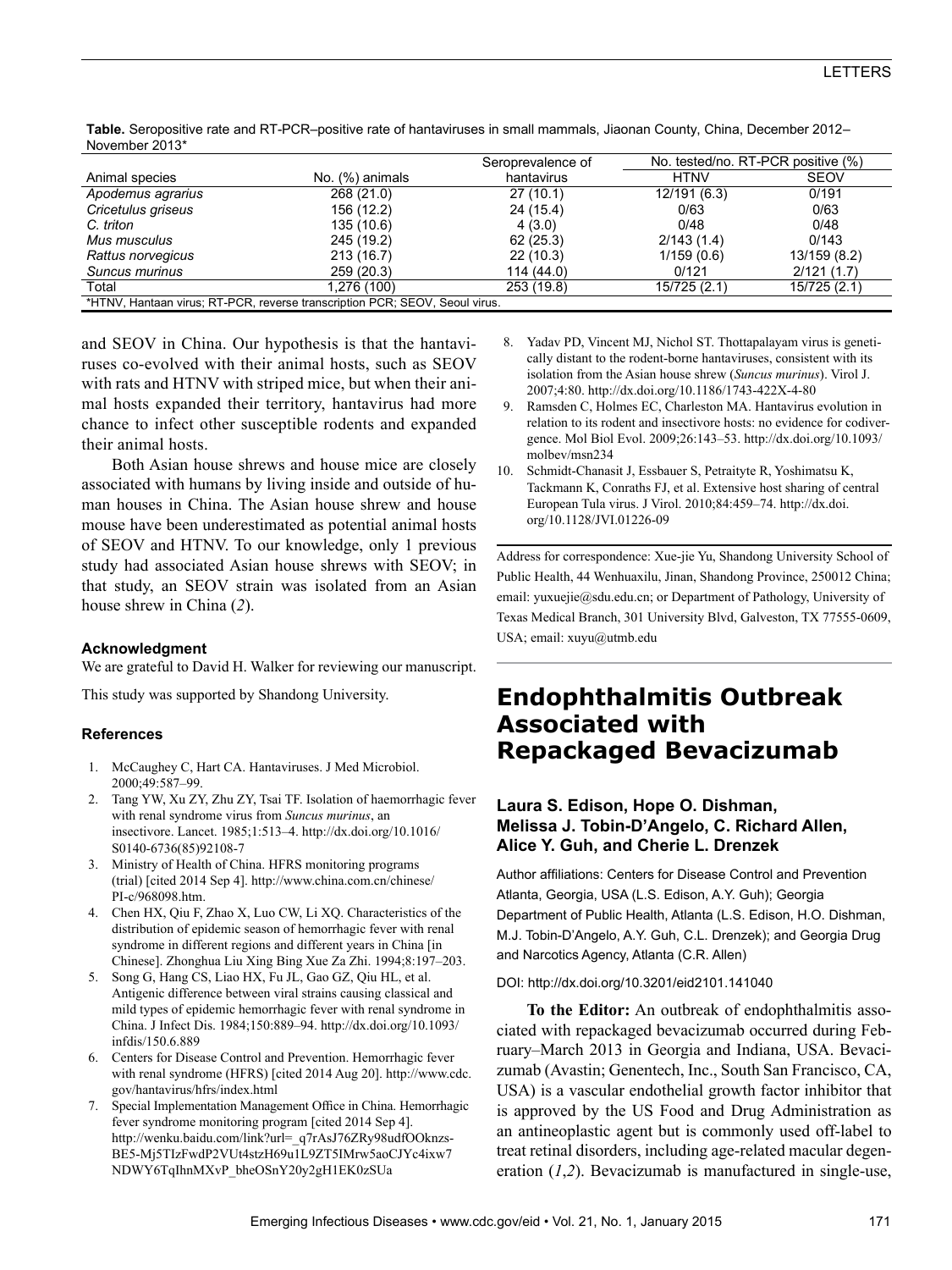**Table.** Seropositive rate and RT-PCR–positive rate of hantaviruses in small mammals, Jiaonan County, China, December 2012–November 2013*

| Animal species | No. (%) animals | Seroprevalence of hantavirus | No. tested/no. RT-PCR positive (%) | |
|---|---|---|---|---|
| | | | HTNV | SEOV |
| *Apodemus agrarius* | 268 (21.0) | 27 (10.1) | 12/191 (6.3) | 0/191 |
| *Cricetulus griseus* | 156 (12.2) | 24 (15.4) | 0/63 | 0/63 |
| *C. triton* | 135 (10.6) | 4 (3.0) | 0/48 | 0/48 |
| *Mus musculus* | 245 (19.2) | 62 (25.3) | 2/143 (1.4) | 0/143 |
| *Rattus norvegicus* | 213 (16.7) | 22 (10.3) | 1/159 (0.6) | 13/159 (8.2) |
| *Suncus murinus* | 259 (20.3) | 114 (44.0) | 0/121 | 2/121 (1.7) |
| Total | 1,276 (100) | 253 (19.8) | 15/725 (2.1) | 15/725 (2.1) |

*HTNV, Hantaan virus; RT-PCR, reverse transcription PCR; SEOV, Seoul virus.

and SEOV in China. Our hypothesis is that the hantaviruses co-evolved with their animal hosts, such as SEOV with rats and HTNV with striped mice, but when their animal hosts expanded their territory, hantavirus had more chance to infect other susceptible rodents and expanded their animal hosts.

Both Asian house shrews and house mice are closely associated with humans by living inside and outside of human houses in China. The Asian house shrew and house mouse have been underestimated as potential animal hosts of SEOV and HTNV. To our knowledge, only 1 previous study had associated Asian house shrews with SEOV; in that study, an SEOV strain was isolated from an Asian house shrew in China (*2*).

### Acknowledgment

We are grateful to David H. Walker for reviewing our manuscript.

This study was supported by Shandong University.

### References

1. McCaughey C, Hart CA. Hantaviruses. J Med Microbiol. 2000;49:587–99.
2. Tang YW, Xu ZY, Zhu ZY, Tsai TF. Isolation of haemorrhagic fever with renal syndrome virus from *Suncus murinus*, an insectivore. Lancet. 1985;1:513–4. http://dx.doi.org/10.1016/S0140-6736(85)92108-7
3. Ministry of Health of China. HFRS monitoring programs (trial) [cited 2014 Sep 4]. http://www.china.com.cn/chinese/PI-c/968098.htm.
4. Chen HX, Qiu F, Zhao X, Luo CW, Li XQ. Characteristics of the distribution of epidemic season of hemorrhagic fever with renal syndrome in different regions and different years in China [in Chinese]. Zhonghua Liu Xing Bing Xue Za Zhi. 1994;8:197–203.
5. Song G, Hang CS, Liao HX, Fu JL, Gao GZ, Qiu HL, et al. Antigenic difference between viral strains causing classical and mild types of epidemic hemorrhagic fever with renal syndrome in China. J Infect Dis. 1984;150:889–94. http://dx.doi.org/10.1093/infdis/150.6.889
6. Centers for Disease Control and Prevention. Hemorrhagic fever with renal syndrome (HFRS) [cited 2014 Aug 20]. http://www.cdc.gov/hantavirus/hfrs/index.html
7. Special Implementation Management Office in China. Hemorrhagic fever syndrome monitoring program [cited 2014 Sep 4]. http://wenku.baidu.com/link?url=_q7rAsJ76ZRy98udfOOknz-BE5-Mj5TIzFwdP2VUt4stzH69u1L9ZT5IMrw5aoCJYc4ixw7NDWY6TqIhnMXvP_bheOSnY20y2gH1EK0zSUa
8. Yadav PD, Vincent MJ, Nichol ST. Thottapalayam virus is genetically distant to the rodent-borne hantaviruses, consistent with its isolation from the Asian house shrew (*Suncus murinus*). Virol J. 2007;4:80. http://dx.doi.org/10.1186/1743-422X-4-80
9. Ramsden C, Holmes EC, Charleston MA. Hantavirus evolution in relation to its rodent and insectivore hosts: no evidence for codivergence. Mol Biol Evol. 2009;26:143–53. http://dx.doi.org/10.1093/molbev/msn234
10. Schmidt-Chanasit J, Essbauer S, Petraityte R, Yoshimatsu K, Tackmann K, Conraths FJ, et al. Extensive host sharing of central European Tula virus. J Virol. 2010;84:459–74. http://dx.doi.org/10.1128/JVI.01226-09

Address for correspondence: Xue-jie Yu, Shandong University School of Public Health, 44 Wenhuaxilu, Jinan, Shandong Province, 250012 China; email: yuxuejie@sdu.edu.cn; or Department of Pathology, University of Texas Medical Branch, 301 University Blvd, Galveston, TX 77555-0609, USA; email: xuyu@utmb.edu

# Endophthalmitis Outbreak Associated with Repackaged Bevacizumab

**Laura S. Edison, Hope O. Dishman, Melissa J. Tobin-D'Angelo, C. Richard Allen, Alice Y. Guh, and Cherie L. Drenzek**

Author affiliations: Centers for Disease Control and Prevention Atlanta, Georgia, USA (L.S. Edison, A.Y. Guh); Georgia Department of Public Health, Atlanta (L.S. Edison, H.O. Dishman, M.J. Tobin-D'Angelo, A.Y. Guh, C.L. Drenzek); and Georgia Drug and Narcotics Agency, Atlanta (C.R. Allen)

DOI: http://dx.doi.org/10.3201/eid2101.141040

**To the Editor:** An outbreak of endophthalmitis associated with repackaged bevacizumab occurred during February–March 2013 in Georgia and Indiana, USA. Bevacizumab (Avastin; Genentech, Inc., South San Francisco, CA, USA) is a vascular endothelial growth factor inhibitor that is approved by the US Food and Drug Administration as an antineoplastic agent but is commonly used off-label to treat retinal disorders, including age-related macular degeneration (*1*,*2*). Bevacizumab is manufactured in single-use,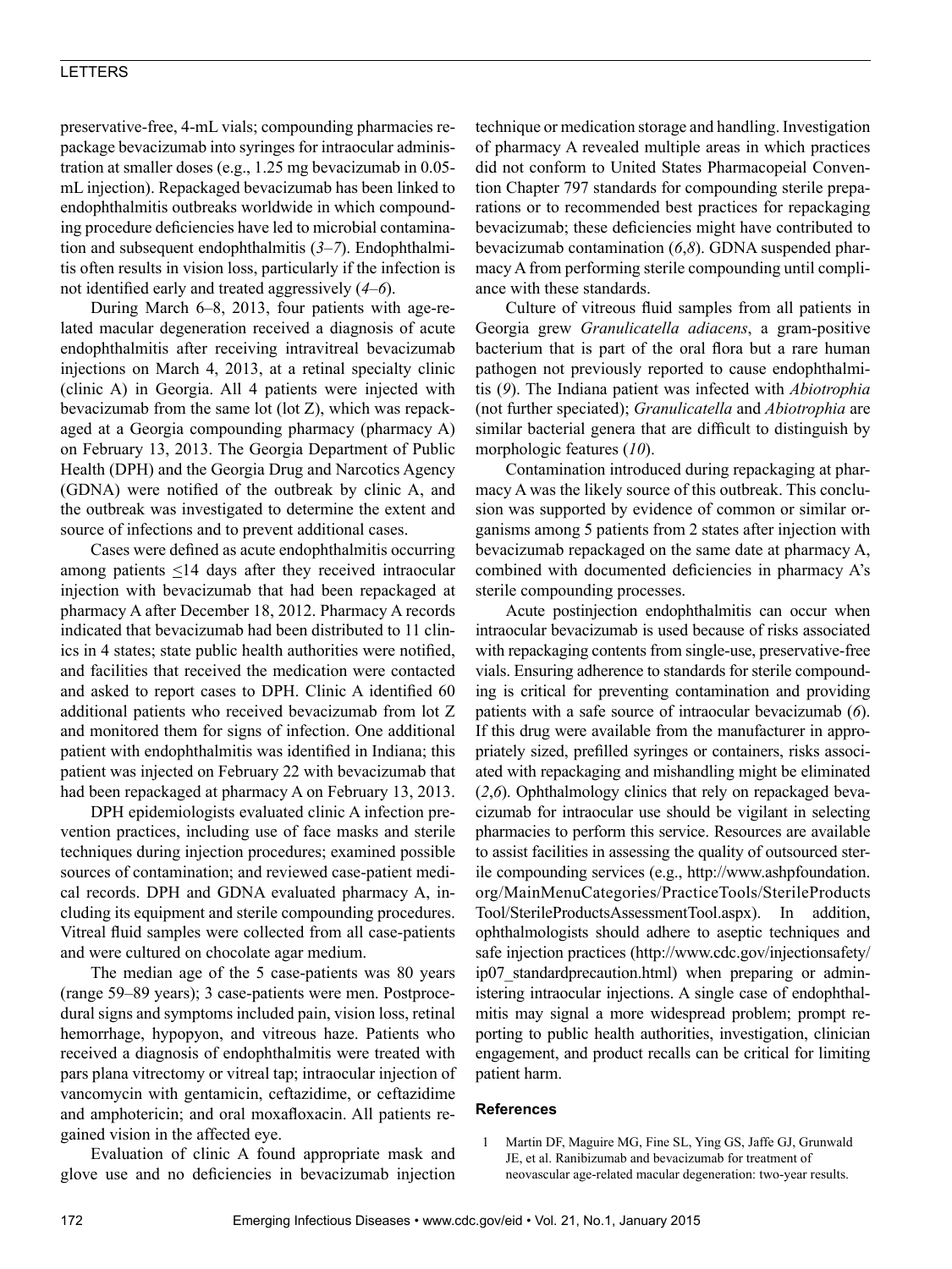preservative-free, 4-mL vials; compounding pharmacies repackage bevacizumab into syringes for intraocular administration at smaller doses (e.g., 1.25 mg bevacizumab in 0.05-mL injection). Repackaged bevacizumab has been linked to endophthalmitis outbreaks worldwide in which compounding procedure deficiencies have led to microbial contamination and subsequent endophthalmitis (*3*–*7*). Endophthalmitis often results in vision loss, particularly if the infection is not identified early and treated aggressively (*4*–*6*).

During March 6–8, 2013, four patients with age-related macular degeneration received a diagnosis of acute endophthalmitis after receiving intravitreal bevacizumab injections on March 4, 2013, at a retinal specialty clinic (clinic A) in Georgia. All 4 patients were injected with bevacizumab from the same lot (lot Z), which was repackaged at a Georgia compounding pharmacy (pharmacy A) on February 13, 2013. The Georgia Department of Public Health (DPH) and the Georgia Drug and Narcotics Agency (GDNA) were notified of the outbreak by clinic A, and the outbreak was investigated to determine the extent and source of infections and to prevent additional cases.

Cases were defined as acute endophthalmitis occurring among patients ≤14 days after they received intraocular injection with bevacizumab that had been repackaged at pharmacy A after December 18, 2012. Pharmacy A records indicated that bevacizumab had been distributed to 11 clinics in 4 states; state public health authorities were notified, and facilities that received the medication were contacted and asked to report cases to DPH. Clinic A identified 60 additional patients who received bevacizumab from lot Z and monitored them for signs of infection. One additional patient with endophthalmitis was identified in Indiana; this patient was injected on February 22 with bevacizumab that had been repackaged at pharmacy A on February 13, 2013.

DPH epidemiologists evaluated clinic A infection prevention practices, including use of face masks and sterile techniques during injection procedures; examined possible sources of contamination; and reviewed case-patient medical records. DPH and GDNA evaluated pharmacy A, including its equipment and sterile compounding procedures. Vitreal fluid samples were collected from all case-patients and were cultured on chocolate agar medium.

The median age of the 5 case-patients was 80 years (range 59–89 years); 3 case-patients were men. Postprocedural signs and symptoms included pain, vision loss, retinal hemorrhage, hypopyon, and vitreous haze. Patients who received a diagnosis of endophthalmitis were treated with pars plana vitrectomy or vitreal tap; intraocular injection of vancomycin with gentamicin, ceftazidime, or ceftazidime and amphotericin; and oral moxafloxacin. All patients regained vision in the affected eye.

Evaluation of clinic A found appropriate mask and glove use and no deficiencies in bevacizumab injection technique or medication storage and handling. Investigation of pharmacy A revealed multiple areas in which practices did not conform to United States Pharmacopeial Convention Chapter 797 standards for compounding sterile preparations or to recommended best practices for repackaging bevacizumab; these deficiencies might have contributed to bevacizumab contamination (*6*,*8*). GDNA suspended pharmacy A from performing sterile compounding until compliance with these standards.

Culture of vitreous fluid samples from all patients in Georgia grew *Granulicatella adiacens*, a gram-positive bacterium that is part of the oral flora but a rare human pathogen not previously reported to cause endophthalmitis (*9*). The Indiana patient was infected with *Abiotrophia* (not further speciated); *Granulicatella* and *Abiotrophia* are similar bacterial genera that are difficult to distinguish by morphologic features (*10*).

Contamination introduced during repackaging at pharmacy A was the likely source of this outbreak. This conclusion was supported by evidence of common or similar organisms among 5 patients from 2 states after injection with bevacizumab repackaged on the same date at pharmacy A, combined with documented deficiencies in pharmacy A's sterile compounding processes.

Acute postinjection endophthalmitis can occur when intraocular bevacizumab is used because of risks associated with repackaging contents from single-use, preservative-free vials. Ensuring adherence to standards for sterile compounding is critical for preventing contamination and providing patients with a safe source of intraocular bevacizumab (*6*). If this drug were available from the manufacturer in appropriately sized, prefilled syringes or containers, risks associated with repackaging and mishandling might be eliminated (*2*,*6*). Ophthalmology clinics that rely on repackaged bevacizumab for intraocular use should be vigilant in selecting pharmacies to perform this service. Resources are available to assist facilities in assessing the quality of outsourced sterile compounding services (e.g., http://www.ashpfoundation.org/MainMenuCategories/PracticeTools/SterileProductsTool/SterileProductsAssessmentTool.aspx). In addition, ophthalmologists should adhere to aseptic techniques and safe injection practices (http://www.cdc.gov/injectionsafety/ip07_standardprecaution.html) when preparing or administering intraocular injections. A single case of endophthalmitis may signal a more widespread problem; prompt reporting to public health authorities, investigation, clinician engagement, and product recalls can be critical for limiting patient harm.

## References

1. Martin DF, Maguire MG, Fine SL, Ying GS, Jaffe GJ, Grunwald JE, et al. Ranibizumab and bevacizumab for treatment of neovascular age-related macular degeneration: two-year results.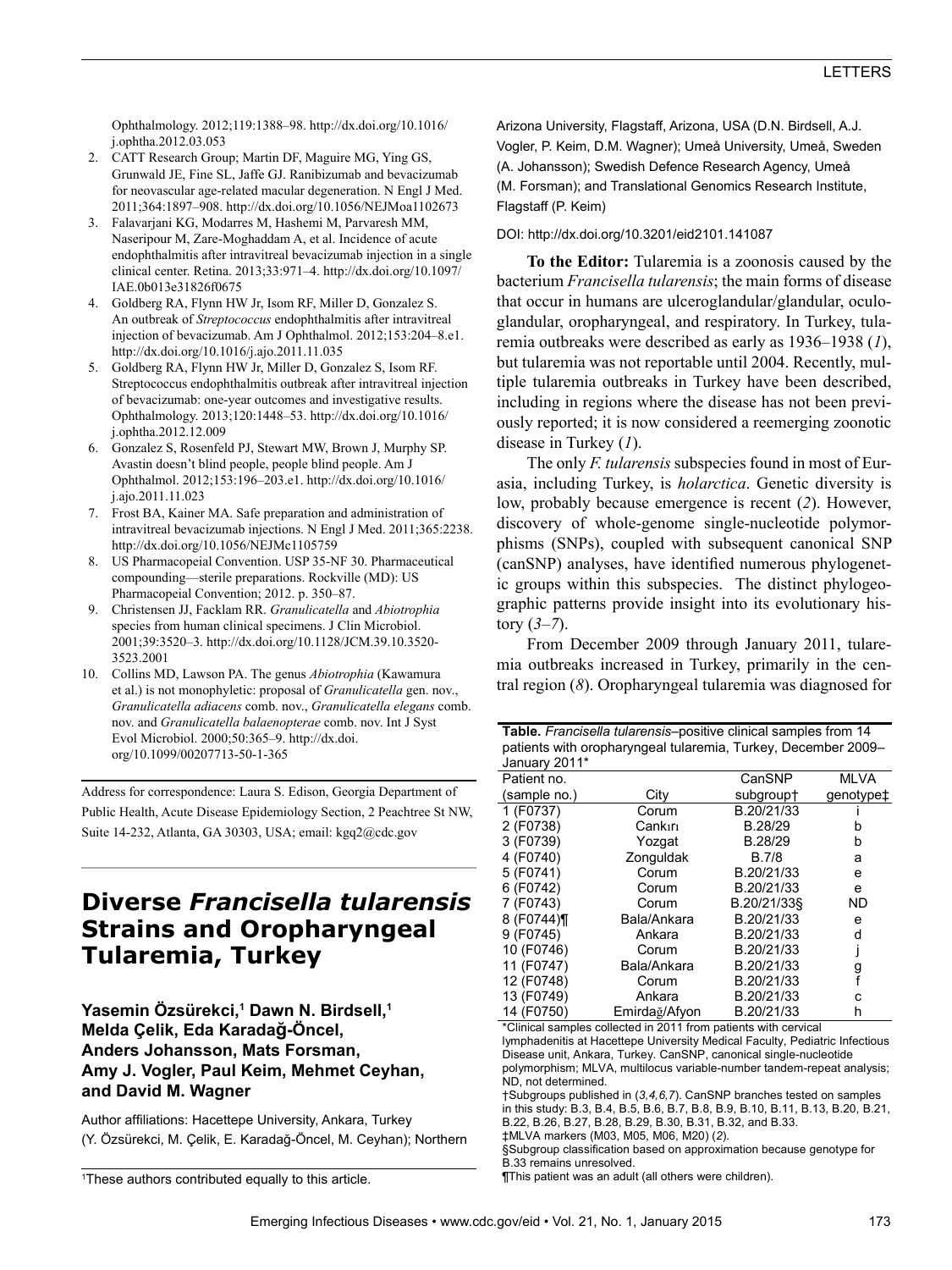Ophthalmology. 2012;119:1388–98. http://dx.doi.org/10.1016/j.ophtha.2012.03.053

2. CATT Research Group; Martin DF, Maguire MG, Ying GS, Grunwald JE, Fine SL, Jaffe GJ. Ranibizumab and bevacizumab for neovascular age-related macular degeneration. N Engl J Med. 2011;364:1897–908. http://dx.doi.org/10.1056/NEJMoa1102673
3. Falavarjani KG, Modarres M, Hashemi M, Parvaresh MM, Naseripour M, Zare-Moghaddam A, et al. Incidence of acute endophthalmitis after intravitreal bevacizumab injection in a single clinical center. Retina. 2013;33:971–4. http://dx.doi.org/10.1097/IAE.0b013e31826f0675
4. Goldberg RA, Flynn HW Jr, Isom RF, Miller D, Gonzalez S. An outbreak of *Streptococcus* endophthalmitis after intravitreal injection of bevacizumab. Am J Ophthalmol. 2012;153:204–8.e1. http://dx.doi.org/10.1016/j.ajo.2011.11.035
5. Goldberg RA, Flynn HW Jr, Miller D, Gonzalez S, Isom RF. Streptococcus endophthalmitis outbreak after intravitreal injection of bevacizumab: one-year outcomes and investigative results. Ophthalmology. 2013;120:1448–53. http://dx.doi.org/10.1016/j.ophtha.2012.12.009
6. Gonzalez S, Rosenfeld PJ, Stewart MW, Brown J, Murphy SP. Avastin doesn't blind people, people blind people. Am J Ophthalmol. 2012;153:196–203.e1. http://dx.doi.org/10.1016/j.ajo.2011.11.023
7. Frost BA, Kainer MA. Safe preparation and administration of intravitreal bevacizumab injections. N Engl J Med. 2011;365:2238. http://dx.doi.org/10.1056/NEJMc1105759
8. US Pharmacopeial Convention. USP 35-NF 30. Pharmaceutical compounding—sterile preparations. Rockville (MD): US Pharmacopeial Convention; 2012. p. 350–87.
9. Christensen JJ, Facklam RR. *Granulicatella* and *Abiotrophia* species from human clinical specimens. J Clin Microbiol. 2001;39:3520–3. http://dx.doi.org/10.1128/JCM.39.10.3520-3523.2001
10. Collins MD, Lawson PA. The genus *Abiotrophia* (Kawamura et al.) is not monophyletic: proposal of *Granulicatella* gen. nov., *Granulicatella adiacens* comb. nov., *Granulicatella elegans* comb. nov. and *Granulicatella balaenopterae* comb. nov. Int J Syst Evol Microbiol. 2000;50:365–9. http://dx.doi.org/10.1099/00207713-50-1-365

Address for correspondence: Laura S. Edison, Georgia Department of Public Health, Acute Disease Epidemiology Section, 2 Peachtree St NW, Suite 14-232, Atlanta, GA 30303, USA; email: kgq2@cdc.gov

# Diverse *Francisella tularensis* Strains and Oropharyngeal Tularemia, Turkey

**Yasemin Özsürekci,[1] Dawn N. Birdsell,[1] Melda Çelik, Eda Karadağ-Öncel, Anders Johansson, Mats Forsman, Amy J. Vogler, Paul Keim, Mehmet Ceyhan, and David M. Wagner**

Author affiliations: Hacettepe University, Ankara, Turkey (Y. Özsürekci, M. Çelik, E. Karadağ-Öncel, M. Ceyhan); Northern Arizona University, Flagstaff, Arizona, USA (D.N. Birdsell, A.J. Vogler, P. Keim, D.M. Wagner); Umeå University, Umeå, Sweden (A. Johansson); Swedish Defence Research Agency, Umeå (M. Forsman); and Translational Genomics Research Institute, Flagstaff (P. Keim)

[1]These authors contributed equally to this article.

DOI: http://dx.doi.org/10.3201/eid2101.141087

**To the Editor:** Tularemia is a zoonosis caused by the bacterium *Francisella tularensis*; the main forms of disease that occur in humans are ulceroglandular/glandular, oculoglandular, oropharyngeal, and respiratory. In Turkey, tularemia outbreaks were described as early as 1936–1938 (*1*), but tularemia was not reportable until 2004. Recently, multiple tularemia outbreaks in Turkey have been described, including in regions where the disease has not been previously reported; it is now considered a reemerging zoonotic disease in Turkey (*1*).

The only *F. tularensis* subspecies found in most of Eurasia, including Turkey, is *holarctica*. Genetic diversity is low, probably because emergence is recent (*2*). However, discovery of whole-genome single-nucleotide polymorphisms (SNPs), coupled with subsequent canonical SNP (canSNP) analyses, have identified numerous phylogenetic groups within this subspecies. The distinct phylogeographic patterns provide insight into its evolutionary history (*3–7*).

From December 2009 through January 2011, tularemia outbreaks increased in Turkey, primarily in the central region (*8*). Oropharyngeal tularemia was diagnosed for

**Table.** *Francisella tularensis*–positive clinical samples from 14 patients with oropharyngeal tularemia, Turkey, December 2009–January 2011*

| Patient no. (sample no.) | City | CanSNP subgroup† | MLVA genotype‡ |
|---|---|---|---|
| 1 (F0737) | Corum | B.20/21/33 | i |
| 2 (F0738) | Cankırı | B.28/29 | b |
| 3 (F0739) | Yozgat | B.28/29 | b |
| 4 (F0740) | Zonguldak | B.7/8 | a |
| 5 (F0741) | Corum | B.20/21/33 | e |
| 6 (F0742) | Corum | B.20/21/33 | e |
| 7 (F0743) | Corum | B.20/21/33§ | ND |
| 8 (F0744)¶ | Bala/Ankara | B.20/21/33 | e |
| 9 (F0745) | Ankara | B.20/21/33 | d |
| 10 (F0746) | Corum | B.20/21/33 | j |
| 11 (F0747) | Bala/Ankara | B.20/21/33 | g |
| 12 (F0748) | Corum | B.20/21/33 | f |
| 13 (F0749) | Ankara | B.20/21/33 | c |
| 14 (F0750) | Emirdağ/Afyon | B.20/21/33 | h |

*Clinical samples collected in 2011 from patients with cervical lymphadenitis at Hacettepe University Medical Faculty, Pediatric Infectious Disease unit, Ankara, Turkey. CanSNP, canonical single-nucleotide polymorphism; MLVA, multilocus variable-number tandem-repeat analysis; ND, not determined.

†Subgroups published in (*3,4,6,7*). CanSNP branches tested on samples in this study: B.3, B.4, B.5, B.6, B.7, B.8, B.9, B.10, B.11, B.13, B.20, B.21, B.22, B.26, B.27, B.28, B.29, B.30, B.31, B.32, and B.33.

‡MLVA markers (M03, M05, M06, M20) (*2*).

§Subgroup classification based on approximation because genotype for B.33 remains unresolved.

¶This patient was an adult (all others were children).